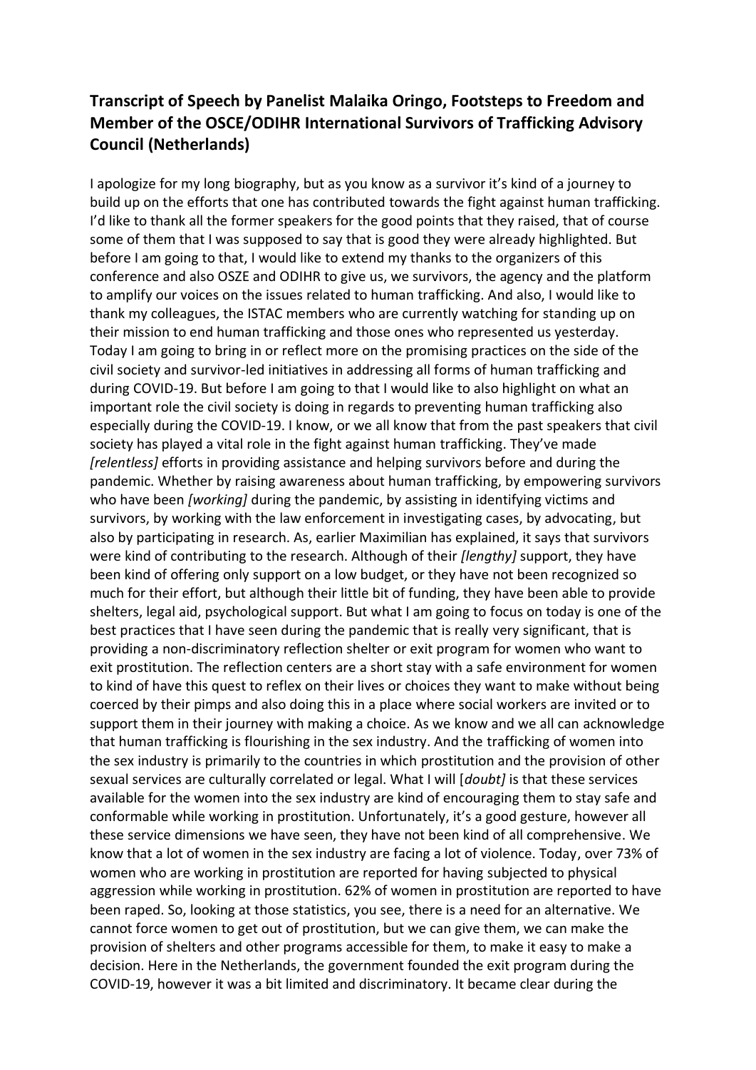**Transcript of Speech by Panelist Malaika Oringo, Footsteps to Freedom and Member of the OSCE/ODIHR International Survivors of Trafficking Advisory Council (Netherlands)**

I apologize for my long biography, but as you know as a survivor it's kind of a journey to build up on the efforts that one has contributed towards the fight against human trafficking. I'd like to thank all the former speakers for the good points that they raised, that of course some of them that I was supposed to say that is good they were already highlighted. But before I am going to that, I would like to extend my thanks to the organizers of this conference and also OSZE and ODIHR to give us, we survivors, the agency and the platform to amplify our voices on the issues related to human trafficking. And also, I would like to thank my colleagues, the ISTAC members who are currently watching for standing up on their mission to end human trafficking and those ones who represented us yesterday. Today I am going to bring in or reflect more on the promising practices on the side of the civil society and survivor-led initiatives in addressing all forms of human trafficking and during COVID-19. But before I am going to that I would like to also highlight on what an important role the civil society is doing in regards to preventing human trafficking also especially during the COVID-19. I know, or we all know that from the past speakers that civil society has played a vital role in the fight against human trafficking. They've made *[relentless]* efforts in providing assistance and helping survivors before and during the pandemic. Whether by raising awareness about human trafficking, by empowering survivors who have been *[working]* during the pandemic, by assisting in identifying victims and survivors, by working with the law enforcement in investigating cases, by advocating, but also by participating in research. As, earlier Maximilian has explained, it says that survivors were kind of contributing to the research. Although of their *[lengthy]* support, they have been kind of offering only support on a low budget, or they have not been recognized so much for their effort, but although their little bit of funding, they have been able to provide shelters, legal aid, psychological support. But what I am going to focus on today is one of the best practices that I have seen during the pandemic that is really very significant, that is providing a non-discriminatory reflection shelter or exit program for women who want to exit prostitution. The reflection centers are a short stay with a safe environment for women to kind of have this quest to reflex on their lives or choices they want to make without being coerced by their pimps and also doing this in a place where social workers are invited or to support them in their journey with making a choice. As we know and we all can acknowledge that human trafficking is flourishing in the sex industry. And the trafficking of women into the sex industry is primarily to the countries in which prostitution and the provision of other sexual services are culturally correlated or legal. What I will [*doubt]* is that these services available for the women into the sex industry are kind of encouraging them to stay safe and conformable while working in prostitution. Unfortunately, it's a good gesture, however all these service dimensions we have seen, they have not been kind of all comprehensive. We know that a lot of women in the sex industry are facing a lot of violence. Today, over 73% of women who are working in prostitution are reported for having subjected to physical aggression while working in prostitution. 62% of women in prostitution are reported to have been raped. So, looking at those statistics, you see, there is a need for an alternative. We cannot force women to get out of prostitution, but we can give them, we can make the provision of shelters and other programs accessible for them, to make it easy to make a decision. Here in the Netherlands, the government founded the exit program during the COVID-19, however it was a bit limited and discriminatory. It became clear during the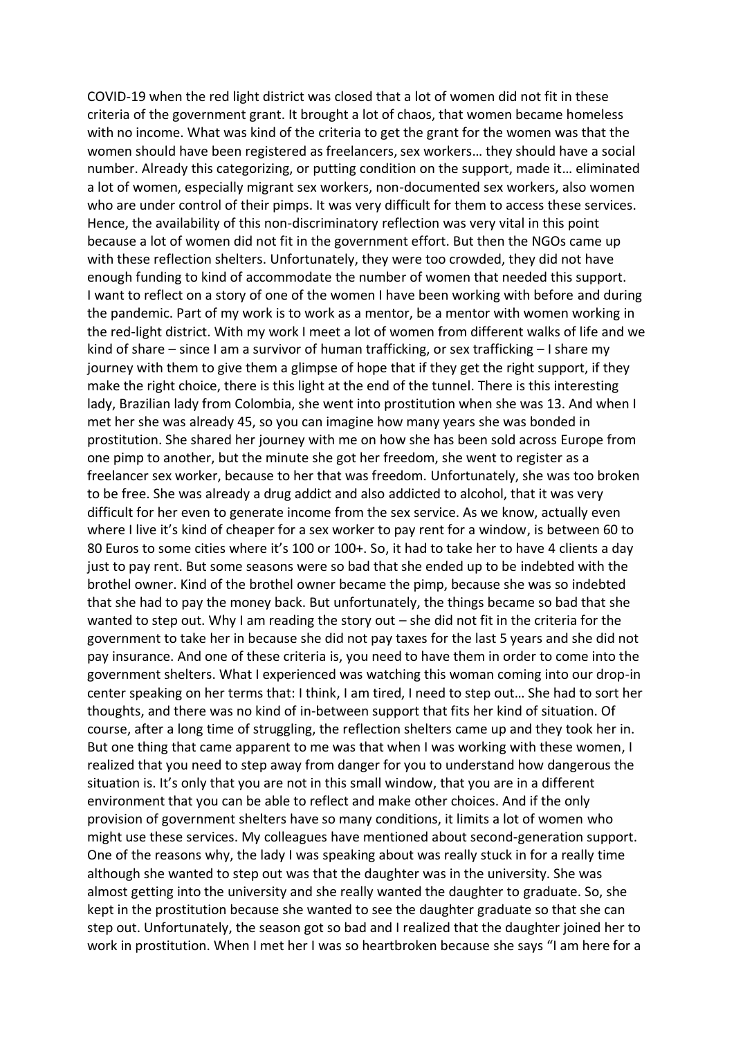COVID-19 when the red light district was closed that a lot of women did not fit in these criteria of the government grant. It brought a lot of chaos, that women became homeless with no income. What was kind of the criteria to get the grant for the women was that the women should have been registered as freelancers, sex workers… they should have a social number. Already this categorizing, or putting condition on the support, made it… eliminated a lot of women, especially migrant sex workers, non-documented sex workers, also women who are under control of their pimps. It was very difficult for them to access these services. Hence, the availability of this non-discriminatory reflection was very vital in this point because a lot of women did not fit in the government effort. But then the NGOs came up with these reflection shelters. Unfortunately, they were too crowded, they did not have enough funding to kind of accommodate the number of women that needed this support.

I want to reflect on a story of one of the women I have been working with before and during the pandemic. Part of my work is to work as a mentor, be a mentor with women working in the red-light district. With my work I meet a lot of women from different walks of life and we kind of share – since I am a survivor of human trafficking, or sex trafficking – I share my journey with them to give them a glimpse of hope that if they get the right support, if they make the right choice, there is this light at the end of the tunnel. There is this interesting lady, Brazilian lady from Colombia, she went into prostitution when she was 13. And when I met her she was already 45, so you can imagine how many years she was bonded in prostitution. She shared her journey with me on how she has been sold across Europe from one pimp to another, but the minute she got her freedom, she went to register as a freelancer sex worker, because to her that was freedom. Unfortunately, she was too broken to be free. She was already a drug addict and also addicted to alcohol, that it was very difficult for her even to generate income from the sex service. As we know, actually even where I live it's kind of cheaper for a sex worker to pay rent for a window, is between 60 to 80 Euros to some cities where it's 100 or 100+. So, it had to take her to have 4 clients a day just to pay rent. But some seasons were so bad that she ended up to be indebted with the brothel owner. Kind of the brothel owner became the pimp, because she was so indebted that she had to pay the money back. But unfortunately, the things became so bad that she wanted to step out. Why I am reading the story out – she did not fit in the criteria for the government to take her in because she did not pay taxes for the last 5 years and she did not pay insurance. And one of these criteria is, you need to have them in order to come into the government shelters. What I experienced was watching this woman coming into our drop-in center speaking on her terms that: I think, I am tired, I need to step out… She had to sort her thoughts, and there was no kind of in-between support that fits her kind of situation. Of course, after a long time of struggling, the reflection shelters came up and they took her in. But one thing that came apparent to me was that when I was working with these women, I realized that you need to step away from danger for you to understand how dangerous the situation is. It's only that you are not in this small window, that you are in a different environment that you can be able to reflect and make other choices. And if the only provision of government shelters have so many conditions, it limits a lot of women who might use these services. My colleagues have mentioned about second-generation support. One of the reasons why, the lady I was speaking about was really stuck in for a really time although she wanted to step out was that the daughter was in the university. She was almost getting into the university and she really wanted the daughter to graduate. So, she kept in the prostitution because she wanted to see the daughter graduate so that she can step out. Unfortunately, the season got so bad and I realized that the daughter joined her to work in prostitution. When I met her I was so heartbroken because she says "I am here for a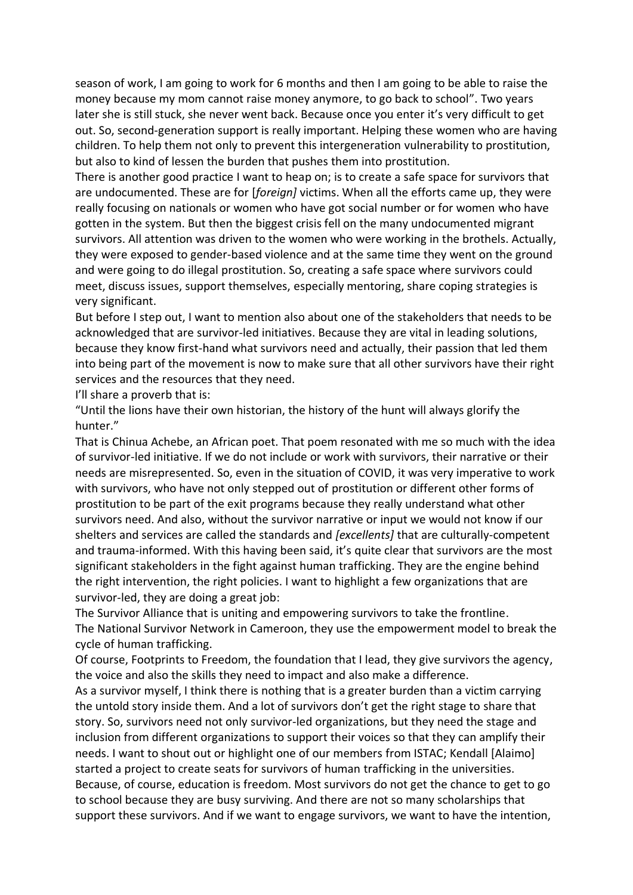season of work, I am going to work for 6 months and then I am going to be able to raise the money because my mom cannot raise money anymore, to go back to school". Two years later she is still stuck, she never went back. Because once you enter it's very difficult to get out. So, second-generation support is really important. Helping these women who are having children. To help them not only to prevent this intergeneration vulnerability to prostitution, but also to kind of lessen the burden that pushes them into prostitution.

There is another good practice I want to heap on; is to create a safe space for survivors that are undocumented. These are for [*foreign]* victims. When all the efforts came up, they were really focusing on nationals or women who have got social number or for women who have gotten in the system. But then the biggest crisis fell on the many undocumented migrant survivors. All attention was driven to the women who were working in the brothels. Actually, they were exposed to gender-based violence and at the same time they went on the ground and were going to do illegal prostitution. So, creating a safe space where survivors could meet, discuss issues, support themselves, especially mentoring, share coping strategies is very significant.

But before I step out, I want to mention also about one of the stakeholders that needs to be acknowledged that are survivor-led initiatives. Because they are vital in leading solutions, because they know first-hand what survivors need and actually, their passion that led them into being part of the movement is now to make sure that all other survivors have their right services and the resources that they need.

I'll share a proverb that is:

"Until the lions have their own historian, the history of the hunt will always glorify the hunter."

That is Chinua Achebe, an African poet. That poem resonated with me so much with the idea of survivor-led initiative. If we do not include or work with survivors, their narrative or their needs are misrepresented. So, even in the situation of COVID, it was very imperative to work with survivors, who have not only stepped out of prostitution or different other forms of prostitution to be part of the exit programs because they really understand what other survivors need. And also, without the survivor narrative or input we would not know if our shelters and services are called the standards and *[excellents]* that are culturally-competent and trauma-informed. With this having been said, it's quite clear that survivors are the most significant stakeholders in the fight against human trafficking. They are the engine behind the right intervention, the right policies. I want to highlight a few organizations that are survivor-led, they are doing a great job:

The Survivor Alliance that is uniting and empowering survivors to take the frontline.

The National Survivor Network in Cameroon, they use the empowerment model to break the cycle of human trafficking.

Of course, Footprints to Freedom, the foundation that I lead, they give survivors the agency, the voice and also the skills they need to impact and also make a difference.

As a survivor myself, I think there is nothing that is a greater burden than a victim carrying the untold story inside them. And a lot of survivors don't get the right stage to share that story. So, survivors need not only survivor-led organizations, but they need the stage and inclusion from different organizations to support their voices so that they can amplify their needs. I want to shout out or highlight one of our members from ISTAC; Kendall [Alaimo] started a project to create seats for survivors of human trafficking in the universities. Because, of course, education is freedom. Most survivors do not get the chance to get to go to school because they are busy surviving. And there are not so many scholarships that support these survivors. And if we want to engage survivors, we want to have the intention,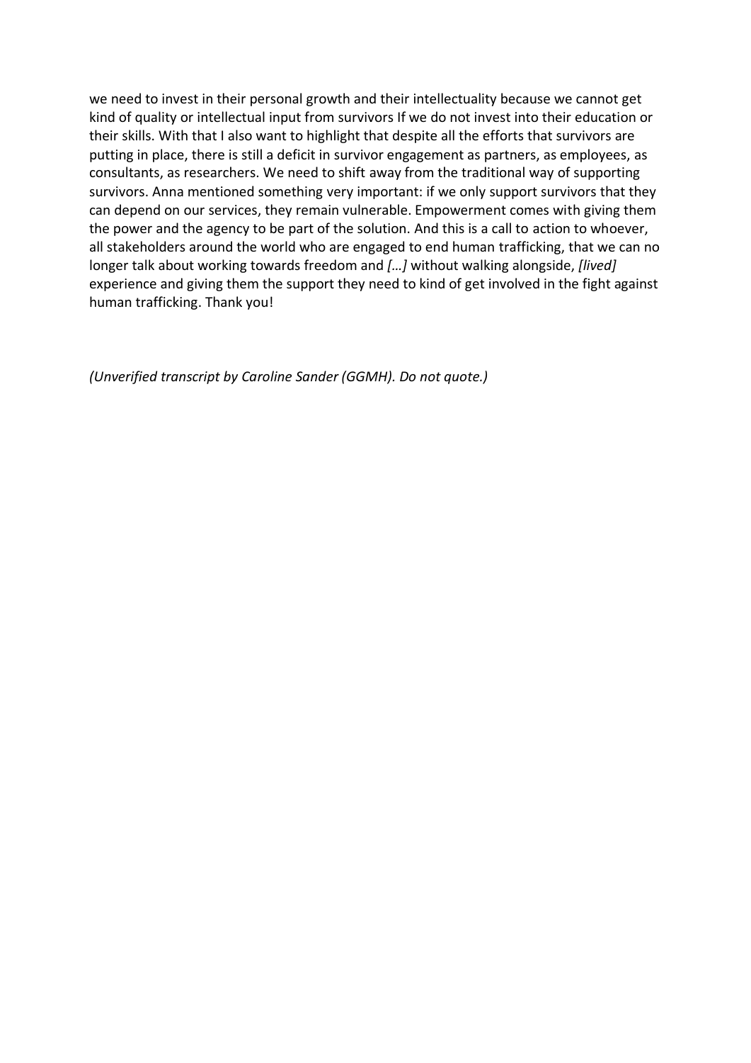we need to invest in their personal growth and their intellectuality because we cannot get kind of quality or intellectual input from survivors If we do not invest into their education or their skills. With that I also want to highlight that despite all the efforts that survivors are putting in place, there is still a deficit in survivor engagement as partners, as employees, as consultants, as researchers. We need to shift away from the traditional way of supporting survivors. Anna mentioned something very important: if we only support survivors that they can depend on our services, they remain vulnerable. Empowerment comes with giving them the power and the agency to be part of the solution. And this is a call to action to whoever, all stakeholders around the world who are engaged to end human trafficking, that we can no longer talk about working towards freedom and *[…]* without walking alongside, *[lived]* experience and giving them the support they need to kind of get involved in the fight against human trafficking. Thank you!

*(Unverified transcript by Caroline Sander (GGMH). Do not quote.)*